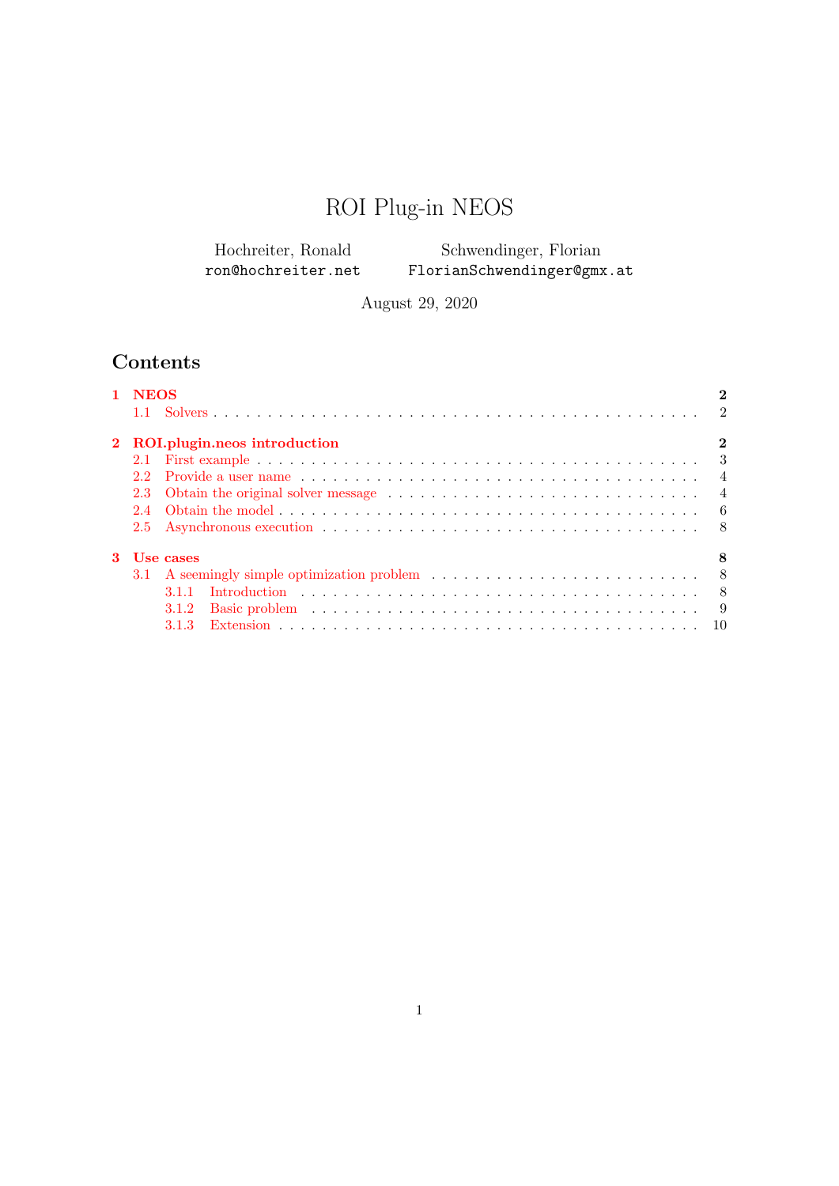# ROI Plug-in NEOS

Hochreiter, Ronald
`ron@hochreiter.net`

Schwendinger, Florian
`FlorianSchwendinger@gmx.at`

August 29, 2020

## Contents

- **1 NEOS** — 2
  - 1.1 Solvers — 2
- **2 ROI.plugin.neos introduction** — 2
  - 2.1 First example — 3
  - 2.2 Provide a user name — 4
  - 2.3 Obtain the original solver message — 4
  - 2.4 Obtain the model — 6
  - 2.5 Asynchronous execution — 8
- **3 Use cases** — 8
  - 3.1 A seemingly simple optimization problem — 8
    - 3.1.1 Introduction — 8
    - 3.1.2 Basic problem — 9
    - 3.1.3 Extension — 10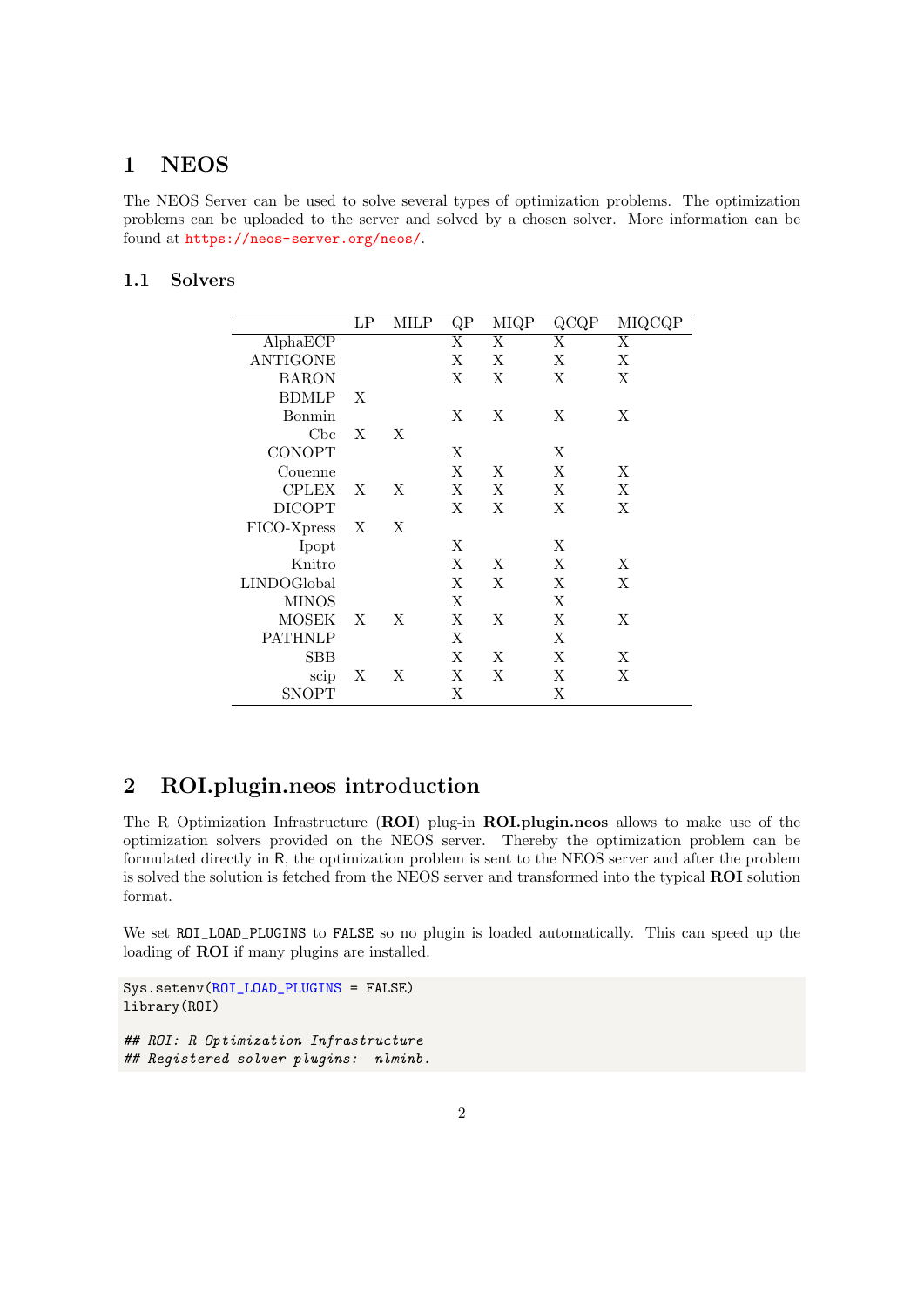# 1 NEOS

The NEOS Server can be used to solve several types of optimization problems. The optimization problems can be uploaded to the server and solved by a chosen solver. More information can be found at https://neos-server.org/neos/.

## 1.1 Solvers

| | LP | MILP | QP | MIQP | QCQP | MIQCQP |
|---|---|---|---|---|---|---|
| AlphaECP | | | X | X | X | X |
| ANTIGONE | | | X | X | X | X |
| BARON | | | X | X | X | X |
| BDMLP | X | | | | | |
| Bonmin | | | X | X | X | X |
| Cbc | X | X | | | | |
| CONOPT | | | X | | X | |
| Couenne | | | X | X | X | X |
| CPLEX | X | X | X | X | X | X |
| DICOPT | | | X | X | X | X |
| FICO-Xpress | X | X | | | | |
| Ipopt | | | X | | X | |
| Knitro | | | X | X | X | X |
| LINDOGlobal | | | X | X | X | X |
| MINOS | | | X | | X | |
| MOSEK | X | X | X | X | X | X |
| PATHNLP | | | X | | X | |
| SBB | | | X | X | X | X |
| scip | X | X | X | X | X | X |
| SNOPT | | | X | | X | |

# 2 ROI.plugin.neos introduction

The R Optimization Infrastructure (**ROI**) plug-in **ROI.plugin.neos** allows to make use of the optimization solvers provided on the NEOS server. Thereby the optimization problem can be formulated directly in R, the optimization problem is sent to the NEOS server and after the problem is solved the solution is fetched from the NEOS server and transformed into the typical **ROI** solution format.

We set ROI_LOAD_PLUGINS to FALSE so no plugin is loaded automatically. This can speed up the loading of **ROI** if many plugins are installed.

```
Sys.setenv(ROI_LOAD_PLUGINS = FALSE)
library(ROI)

## ROI: R Optimization Infrastructure
## Registered solver plugins:  nlminb.
```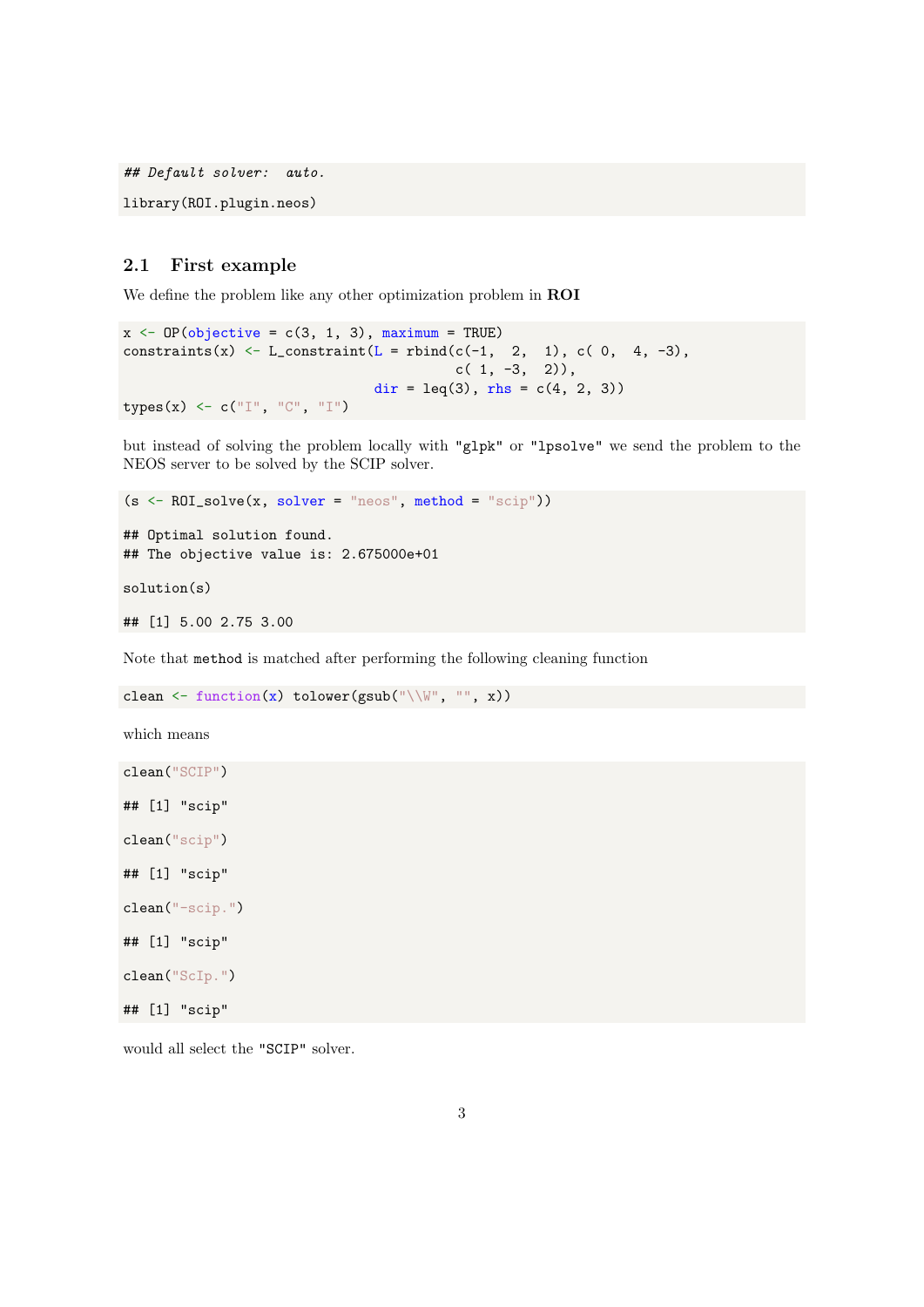```
## Default solver:  auto.

library(ROI.plugin.neos)
```

## 2.1 First example

We define the problem like any other optimization problem in **ROI**

```
x <- OP(objective = c(3, 1, 3), maximum = TRUE)
constraints(x) <- L_constraint(L = rbind(c(-1,  2,  1), c( 0,  4, -3),
                                         c( 1, -3,  2)),
                               dir = leq(3), rhs = c(4, 2, 3))
types(x) <- c("I", "C", "I")
```

but instead of solving the problem locally with "glpk" or "lpsolve" we send the problem to the NEOS server to be solved by the SCIP solver.

```
(s <- ROI_solve(x, solver = "neos", method = "scip"))

## Optimal solution found.
## The objective value is: 2.675000e+01

solution(s)

## [1] 5.00 2.75 3.00
```

Note that `method` is matched after performing the following cleaning function

```
clean <- function(x) tolower(gsub("\\W", "", x))
```

which means

```
clean("SCIP")

## [1] "scip"

clean("scip")

## [1] "scip"

clean("-scip.")

## [1] "scip"

clean("ScIp.")

## [1] "scip"
```

would all select the "SCIP" solver.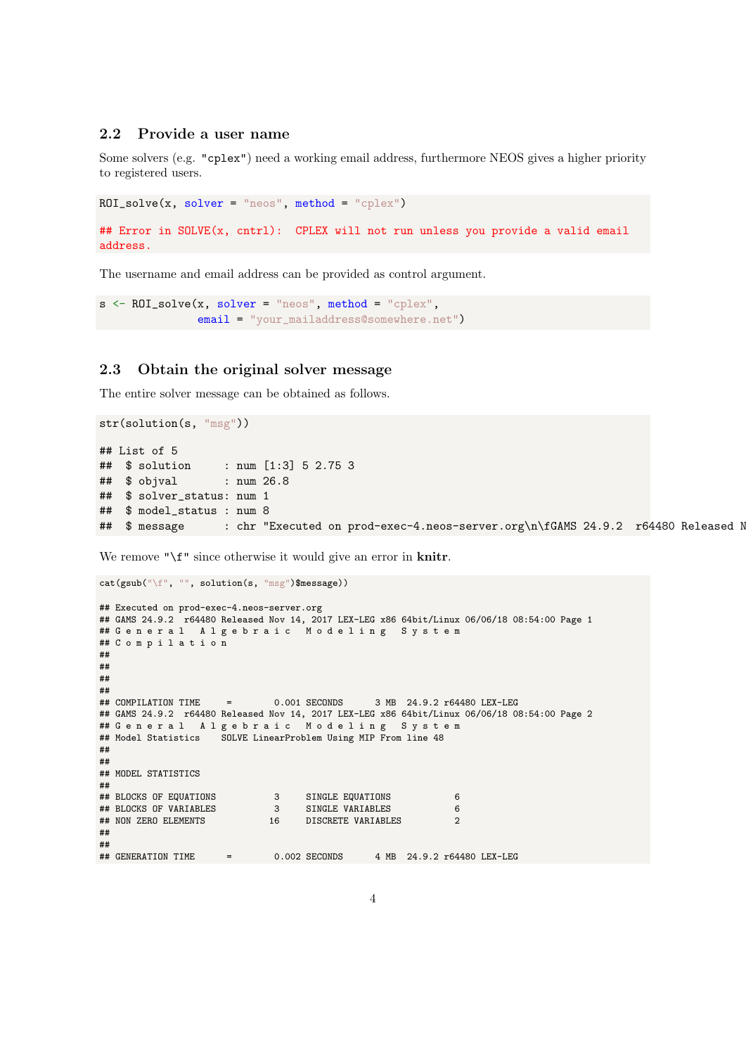## 2.2 Provide a user name

Some solvers (e.g. "cplex") need a working email address, furthermore NEOS gives a higher priority to registered users.

```
ROI_solve(x, solver = "neos", method = "cplex")

## Error in SOLVE(x, cntrl):  CPLEX will not run unless you provide a valid email
address.
```

The username and email address can be provided as control argument.

```
s <- ROI_solve(x, solver = "neos", method = "cplex",
               email = "your_mailaddress@somewhere.net")
```

## 2.3 Obtain the original solver message

The entire solver message can be obtained as follows.

```
str(solution(s, "msg"))

## List of 5
##  $ solution     : num [1:3] 5 2.75 3
##  $ objval       : num 26.8
##  $ solver_status: num 1
##  $ model_status : num 8
##  $ message      : chr "Executed on prod-exec-4.neos-server.org\n\fGAMS 24.9.2  r64480 Released N
```

We remove "\f" since otherwise it would give an error in **knitr**.

```
cat(gsub("\f", "", solution(s, "msg")$message))

## Executed on prod-exec-4.neos-server.org
## GAMS 24.9.2  r64480 Released Nov 14, 2017 LEX-LEG x86 64bit/Linux 06/06/18 08:54:00 Page 1
## G e n e r a l   A l g e b r a i c   M o d e l i n g   S y s t e m
## C o m p i l a t i o n
##
##
##
##
## COMPILATION TIME     =        0.001 SECONDS      3 MB  24.9.2 r64480 LEX-LEG
## GAMS 24.9.2  r64480 Released Nov 14, 2017 LEX-LEG x86 64bit/Linux 06/06/18 08:54:00 Page 2
## G e n e r a l   A l g e b r a i c   M o d e l i n g   S y s t e m
## Model Statistics    SOLVE LinearProblem Using MIP From line 48
##
##
## MODEL STATISTICS
##
## BLOCKS OF EQUATIONS           3     SINGLE EQUATIONS            6
## BLOCKS OF VARIABLES           3     SINGLE VARIABLES            6
## NON ZERO ELEMENTS            16     DISCRETE VARIABLES          2
##
##
## GENERATION TIME      =        0.002 SECONDS      4 MB  24.9.2 r64480 LEX-LEG
```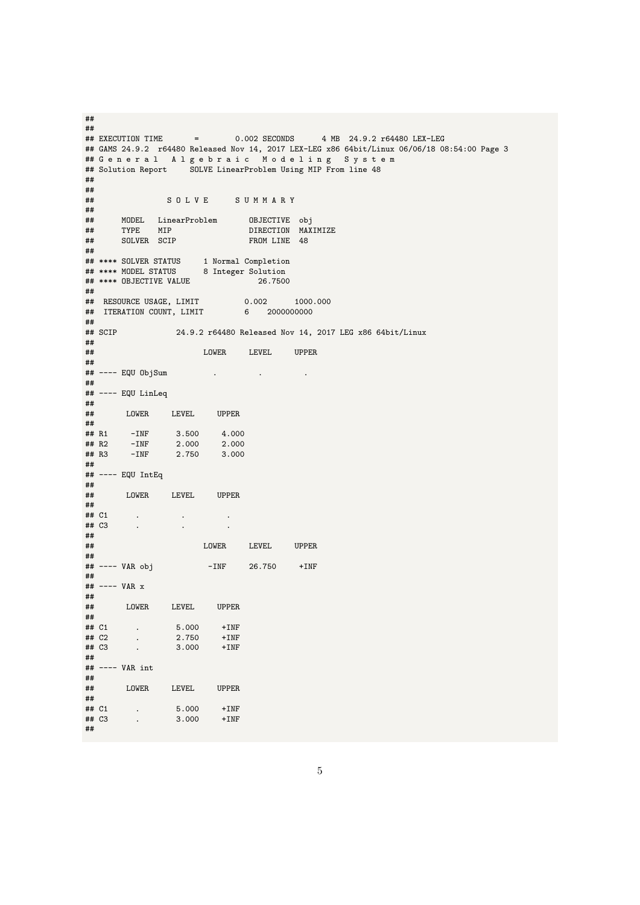```
##
##
## EXECUTION TIME       =        0.002 SECONDS      4 MB  24.9.2 r64480 LEX-LEG
## GAMS 24.9.2  r64480 Released Nov 14, 2017 LEX-LEG x86 64bit/Linux 06/06/18 08:54:00 Page 3
## G e n e r a l   A l g e b r a i c   M o d e l i n g   S y s t e m
## Solution Report     SOLVE LinearProblem Using MIP From line 48
##
##
##               S O L V E      S U M M A R Y
##
##      MODEL   LinearProblem       OBJECTIVE  obj
##      TYPE    MIP                 DIRECTION  MAXIMIZE
##      SOLVER  SCIP                FROM LINE  48
##
## **** SOLVER STATUS     1 Normal Completion
## **** MODEL STATUS      8 Integer Solution
## **** OBJECTIVE VALUE               26.7500
##
##  RESOURCE USAGE, LIMIT          0.002      1000.000
##  ITERATION COUNT, LIMIT         6    2000000000
##
## SCIP             24.9.2 r64480 Released Nov 14, 2017 LEG x86 64bit/Linux
##
##                       LOWER     LEVEL     UPPER
##
## ---- EQU ObjSum          .         .         .
##
## ---- EQU LinLeq
##
##       LOWER     LEVEL     UPPER
##
## R1     -INF      3.500     4.000
## R2     -INF      2.000     2.000
## R3     -INF      2.750     3.000
##
## ---- EQU IntEq
##
##       LOWER     LEVEL     UPPER
##
## C1      .         .         .
## C3      .         .         .
##
##                       LOWER     LEVEL     UPPER
##
## ---- VAR obj            -INF     26.750     +INF
##
## ---- VAR x
##
##       LOWER     LEVEL     UPPER
##
## C1      .        5.000     +INF
## C2      .        2.750     +INF
## C3      .        3.000     +INF
##
## ---- VAR int
##
##       LOWER     LEVEL     UPPER
##
## C1      .        5.000     +INF
## C3      .        3.000     +INF
##
```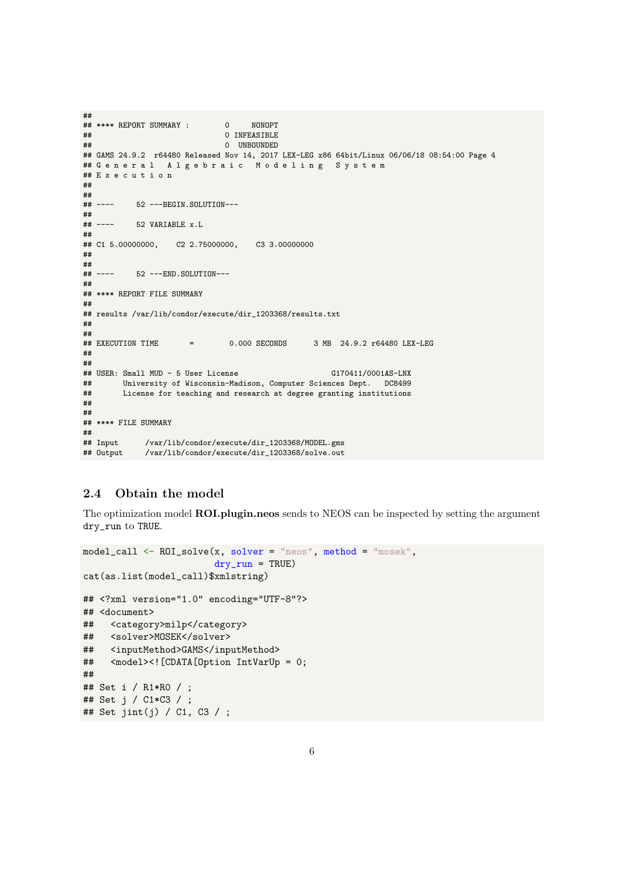```
##
## **** REPORT SUMMARY :        0     NONOPT
##                              0 INFEASIBLE
##                              0  UNBOUNDED
## GAMS 24.9.2  r64480 Released Nov 14, 2017 LEX-LEG x86 64bit/Linux 06/06/18 08:54:00 Page 4
## G e n e r a l   A l g e b r a i c   M o d e l i n g   S y s t e m
## E x e c u t i o n
##
##
## ----     52 ---BEGIN.SOLUTION---
##
## ----     52 VARIABLE x.L
##
## C1 5.00000000,    C2 2.75000000,    C3 3.00000000
##
##
## ----     52 ---END.SOLUTION---
##
## **** REPORT FILE SUMMARY
##
## results /var/lib/condor/execute/dir_1203368/results.txt
##
##
## EXECUTION TIME       =        0.000 SECONDS      3 MB  24.9.2 r64480 LEX-LEG
##
##
## USER: Small MUD - 5 User License                     G170411/0001AS-LNX
##       University of Wisconsin-Madison, Computer Sciences Dept.   DC8499
##       License for teaching and research at degree granting institutions
##
##
## **** FILE SUMMARY
##
## Input      /var/lib/condor/execute/dir_1203368/MODEL.gms
## Output     /var/lib/condor/execute/dir_1203368/solve.out
```

## 2.4 Obtain the model

The optimization model **ROI.plugin.neos** sends to NEOS can be inspected by setting the argument dry_run to TRUE.

```
model_call <- ROI_solve(x, solver = "neos", method = "mosek",
                        dry_run = TRUE)
cat(as.list(model_call)$xmlstring)
```

```
## <?xml version="1.0" encoding="UTF-8"?>
## <document>
##   <category>milp</category>
##   <solver>MOSEK</solver>
##   <inputMethod>GAMS</inputMethod>
##   <model><![CDATA[Option IntVarUp = 0;
##
## Set i / R1*R0 / ;
## Set j / C1*C3 / ;
## Set jint(j) / C1, C3 / ;
```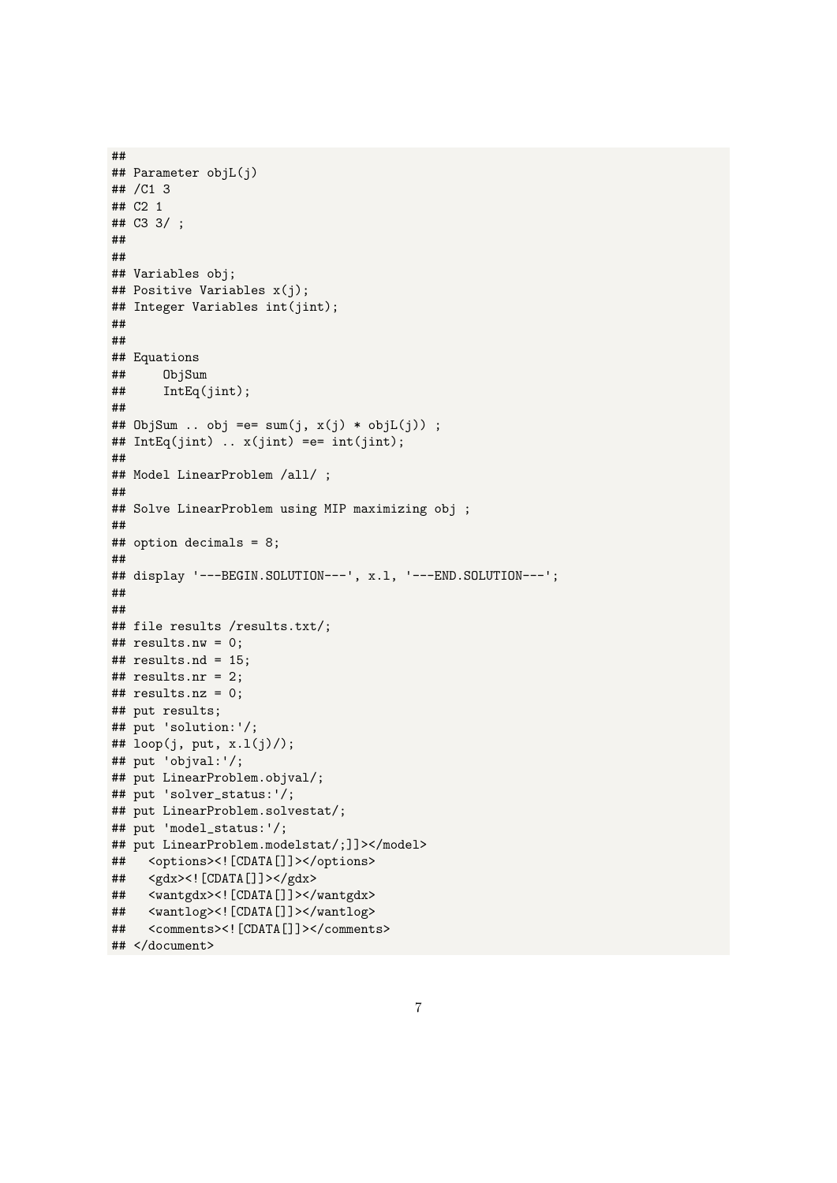```
##
## Parameter objL(j)
## /C1 3
## C2 1
## C3 3/ ;
##
##
## Variables obj;
## Positive Variables x(j);
## Integer Variables int(jint);
##
##
## Equations
##     ObjSum
##     IntEq(jint);
##
## ObjSum .. obj =e= sum(j, x(j) * objL(j)) ;
## IntEq(jint) .. x(jint) =e= int(jint);
##
## Model LinearProblem /all/ ;
##
## Solve LinearProblem using MIP maximizing obj ;
##
## option decimals = 8;
##
## display '---BEGIN.SOLUTION---', x.l, '---END.SOLUTION---';
##
##
## file results /results.txt/;
## results.nw = 0;
## results.nd = 15;
## results.nr = 2;
## results.nz = 0;
## put results;
## put 'solution:'/;
## loop(j, put, x.l(j)/);
## put 'objval:'/;
## put LinearProblem.objval/;
## put 'solver_status:'/;
## put LinearProblem.solvestat/;
## put 'model_status:'/;
## put LinearProblem.modelstat/;]]></model>
##   <options><![CDATA[]]></options>
##   <gdx><![CDATA[]]></gdx>
##   <wantgdx><![CDATA[]]></wantgdx>
##   <wantlog><![CDATA[]]></wantlog>
##   <comments><![CDATA[]]></comments>
## </document>
```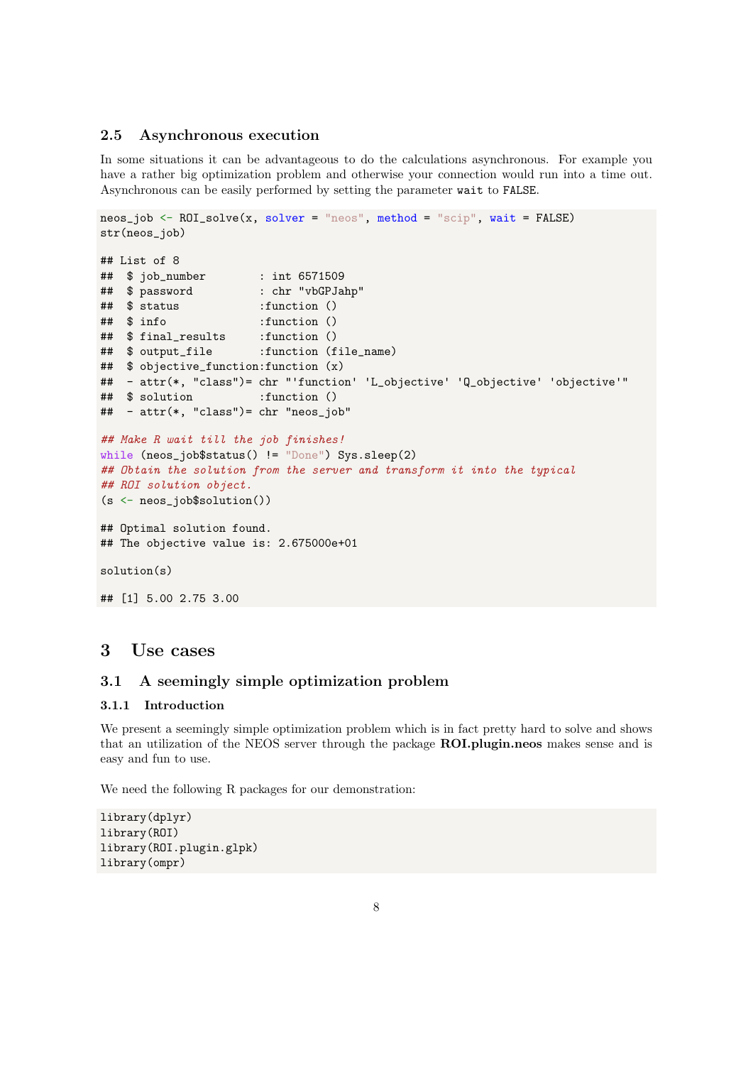### 2.5 Asynchronous execution

In some situations it can be advantageous to do the calculations asynchronous. For example you have a rather big optimization problem and otherwise your connection would run into a time out. Asynchronous can be easily performed by setting the parameter `wait` to `FALSE`.

```
neos_job <- ROI_solve(x, solver = "neos", method = "scip", wait = FALSE)
str(neos_job)

## List of 8
##  $ job_number        : int 6571509
##  $ password          : chr "vbGPJahp"
##  $ status            :function ()
##  $ info              :function ()
##  $ final_results     :function ()
##  $ output_file       :function (file_name)
##  $ objective_function:function (x)
##   - attr(*, "class")= chr "'function' 'L_objective' 'Q_objective' 'objective'"
##  $ solution          :function ()
##  - attr(*, "class")= chr "neos_job"

## Make R wait till the job finishes!
while (neos_job$status() != "Done") Sys.sleep(2)
## Obtain the solution from the server and transform it into the typical
## ROI solution object.
(s <- neos_job$solution())

## Optimal solution found.
## The objective value is: 2.675000e+01

solution(s)

## [1] 5.00 2.75 3.00
```

# 3 Use cases

## 3.1 A seemingly simple optimization problem

### 3.1.1 Introduction

We present a seemingly simple optimization problem which is in fact pretty hard to solve and shows that an utilization of the NEOS server through the package **ROI.plugin.neos** makes sense and is easy and fun to use.

We need the following R packages for our demonstration:

```
library(dplyr)
library(ROI)
library(ROI.plugin.glpk)
library(ompr)
```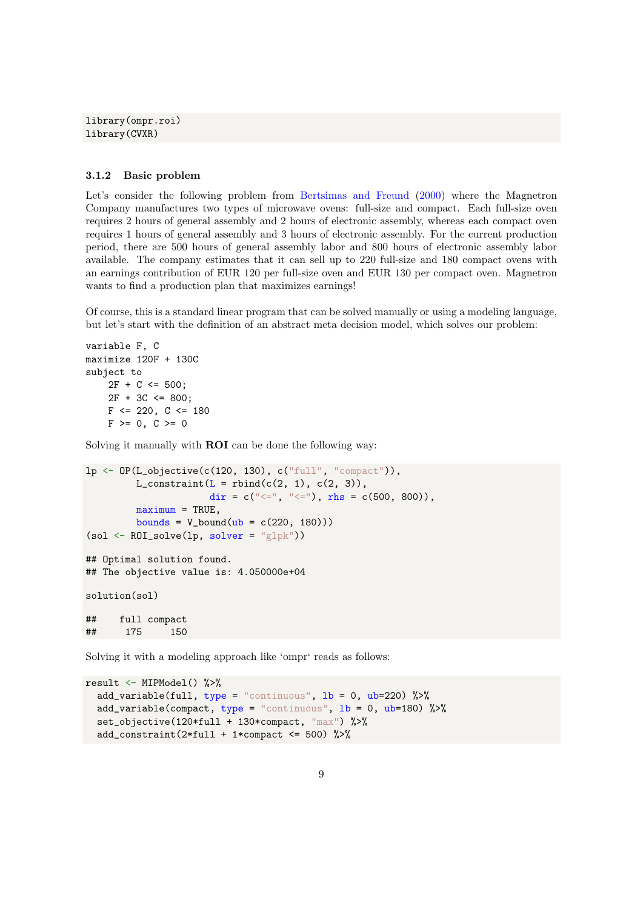```
library(ompr.roi)
library(CVXR)
```

### 3.1.2 Basic problem

Let's consider the following problem from Bertsimas and Freund (2000) where the Magnetron Company manufactures two types of microwave ovens: full-size and compact. Each full-size oven requires 2 hours of general assembly and 2 hours of electronic assembly, whereas each compact oven requires 1 hours of general assembly and 3 hours of electronic assembly. For the current production period, there are 500 hours of general assembly labor and 800 hours of electronic assembly labor available. The company estimates that it can sell up to 220 full-size and 180 compact ovens with an earnings contribution of EUR 120 per full-size oven and EUR 130 per compact oven. Magnetron wants to find a production plan that maximizes earnings!

Of course, this is a standard linear program that can be solved manually or using a modeling language, but let's start with the definition of an abstract meta decision model, which solves our problem:

```
variable F, C
maximize 120F + 130C
subject to
    2F + C <= 500;
    2F + 3C <= 800;
    F <= 220, C <= 180
    F >= 0, C >= 0
```

Solving it manually with **ROI** can be done the following way:

```
lp <- OP(L_objective(c(120, 130), c("full", "compact")),
         L_constraint(L = rbind(c(2, 1), c(2, 3)),
                      dir = c("<=", "<="), rhs = c(500, 800)),
         maximum = TRUE,
         bounds = V_bound(ub = c(220, 180)))
(sol <- ROI_solve(lp, solver = "glpk"))

## Optimal solution found.
## The objective value is: 4.050000e+04

solution(sol)

##    full compact
##     175     150
```

Solving it with a modeling approach like 'ompr' reads as follows:

```
result <- MIPModel() %>%
  add_variable(full, type = "continuous", lb = 0, ub=220) %>%
  add_variable(compact, type = "continuous", lb = 0, ub=180) %>%
  set_objective(120*full + 130*compact, "max") %>%
  add_constraint(2*full + 1*compact <= 500) %>%
```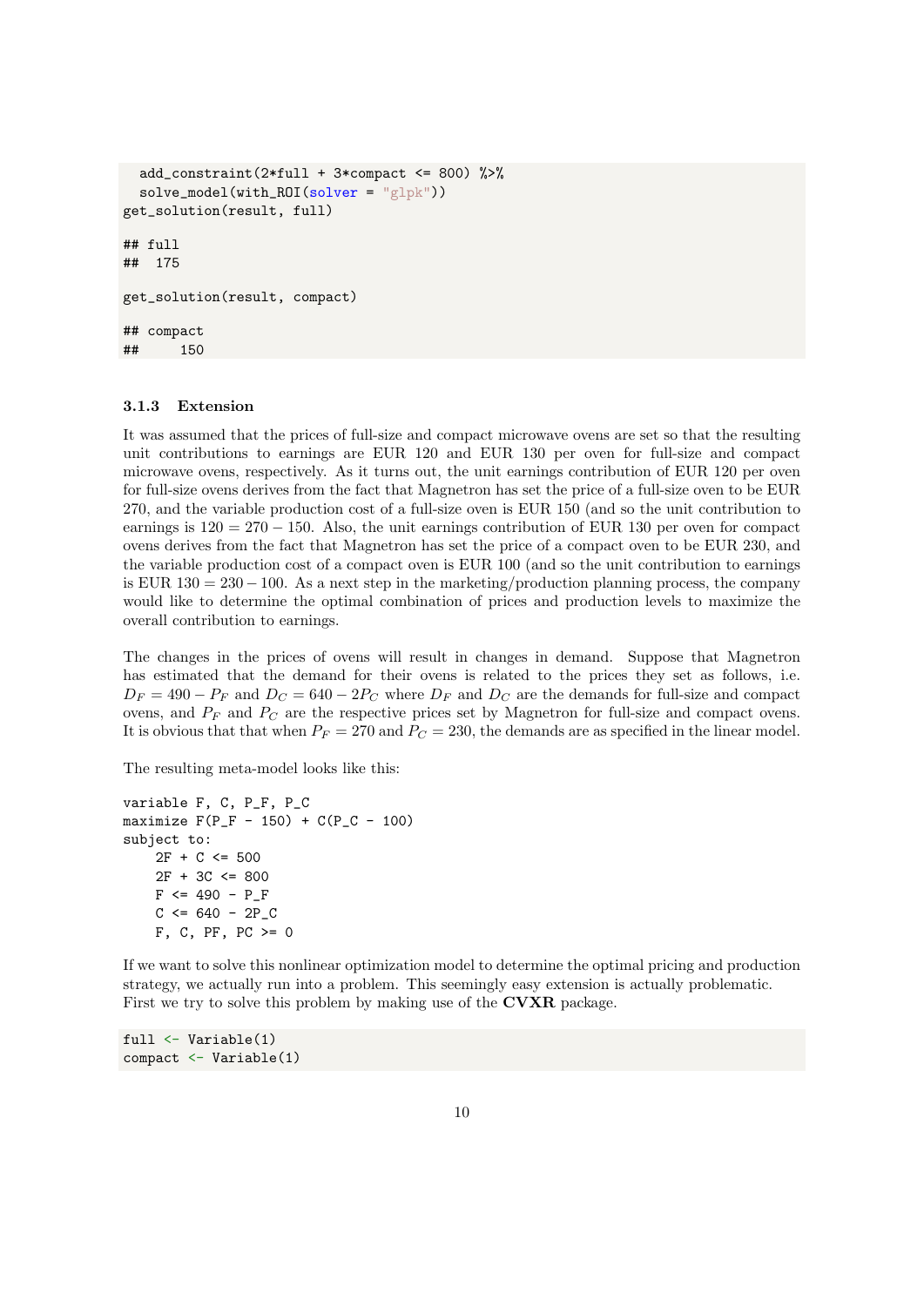```
  add_constraint(2*full + 3*compact <= 800) %>%
  solve_model(with_ROI(solver = "glpk"))
get_solution(result, full)

## full
##  175

get_solution(result, compact)

## compact
##     150
```

### 3.1.3 Extension

It was assumed that the prices of full-size and compact microwave ovens are set so that the resulting unit contributions to earnings are EUR 120 and EUR 130 per oven for full-size and compact microwave ovens, respectively. As it turns out, the unit earnings contribution of EUR 120 per oven for full-size ovens derives from the fact that Magnetron has set the price of a full-size oven to be EUR 270, and the variable production cost of a full-size oven is EUR 150 (and so the unit contribution to earnings is $120 = 270 - 150$. Also, the unit earnings contribution of EUR 130 per oven for compact ovens derives from the fact that Magnetron has set the price of a compact oven to be EUR 230, and the variable production cost of a compact oven is EUR 100 (and so the unit contribution to earnings is EUR $130 = 230 - 100$. As a next step in the marketing/production planning process, the company would like to determine the optimal combination of prices and production levels to maximize the overall contribution to earnings.

The changes in the prices of ovens will result in changes in demand. Suppose that Magnetron has estimated that the demand for their ovens is related to the prices they set as follows, i.e. $D_F = 490 - P_F$ and $D_C = 640 - 2P_C$ where $D_F$ and $D_C$ are the demands for full-size and compact ovens, and $P_F$ and $P_C$ are the respective prices set by Magnetron for full-size and compact ovens. It is obvious that that when $P_F = 270$ and $P_C = 230$, the demands are as specified in the linear model.

The resulting meta-model looks like this:

```
variable F, C, P_F, P_C
maximize F(P_F - 150) + C(P_C - 100)
subject to:
    2F + C <= 500
    2F + 3C <= 800
    F <= 490 - P_F
    C <= 640 - 2P_C
    F, C, PF, PC >= 0
```

If we want to solve this nonlinear optimization model to determine the optimal pricing and production strategy, we actually run into a problem. This seemingly easy extension is actually problematic. First we try to solve this problem by making use of the **CVXR** package.

```
full <- Variable(1)
compact <- Variable(1)
```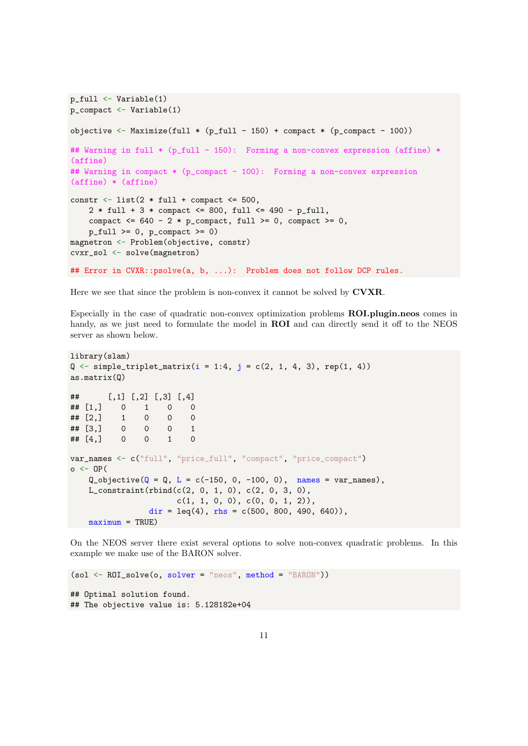```
p_full <- Variable(1)
p_compact <- Variable(1)

objective <- Maximize(full * (p_full - 150) + compact * (p_compact - 100))

## Warning in full * (p_full - 150):  Forming a non-convex expression (affine) *
(affine)
## Warning in compact * (p_compact - 100):  Forming a non-convex expression
(affine) * (affine)

constr <- list(2 * full + compact <= 500,
    2 * full + 3 * compact <= 800, full <= 490 - p_full,
    compact <= 640 - 2 * p_compact, full >= 0, compact >= 0,
    p_full >= 0, p_compact >= 0)
magnetron <- Problem(objective, constr)
cvxr_sol <- solve(magnetron)

## Error in CVXR::psolve(a, b, ...):  Problem does not follow DCP rules.
```

Here we see that since the problem is non-convex it cannot be solved by **CVXR**.

Especially in the case of quadratic non-convex optimization problems **ROI.plugin.neos** comes in handy, as we just need to formulate the model in **ROI** and can directly send it off to the NEOS server as shown below.

```
library(slam)
Q <- simple_triplet_matrix(i = 1:4, j = c(2, 1, 4, 3), rep(1, 4))
as.matrix(Q)

##      [,1] [,2] [,3] [,4]
## [1,]    0    1    0    0
## [2,]    1    0    0    0
## [3,]    0    0    0    1
## [4,]    0    0    1    0

var_names <- c("full", "price_full", "compact", "price_compact")
o <- OP(
    Q_objective(Q = Q, L = c(-150, 0, -100, 0),  names = var_names),
    L_constraint(rbind(c(2, 0, 1, 0), c(2, 0, 3, 0),
                       c(1, 1, 0, 0), c(0, 0, 1, 2)),
                 dir = leq(4), rhs = c(500, 800, 490, 640)),
    maximum = TRUE)
```

On the NEOS server there exist several options to solve non-convex quadratic problems. In this example we make use of the BARON solver.

```
(sol <- ROI_solve(o, solver = "neos", method = "BARON"))

## Optimal solution found.
## The objective value is: 5.128182e+04
```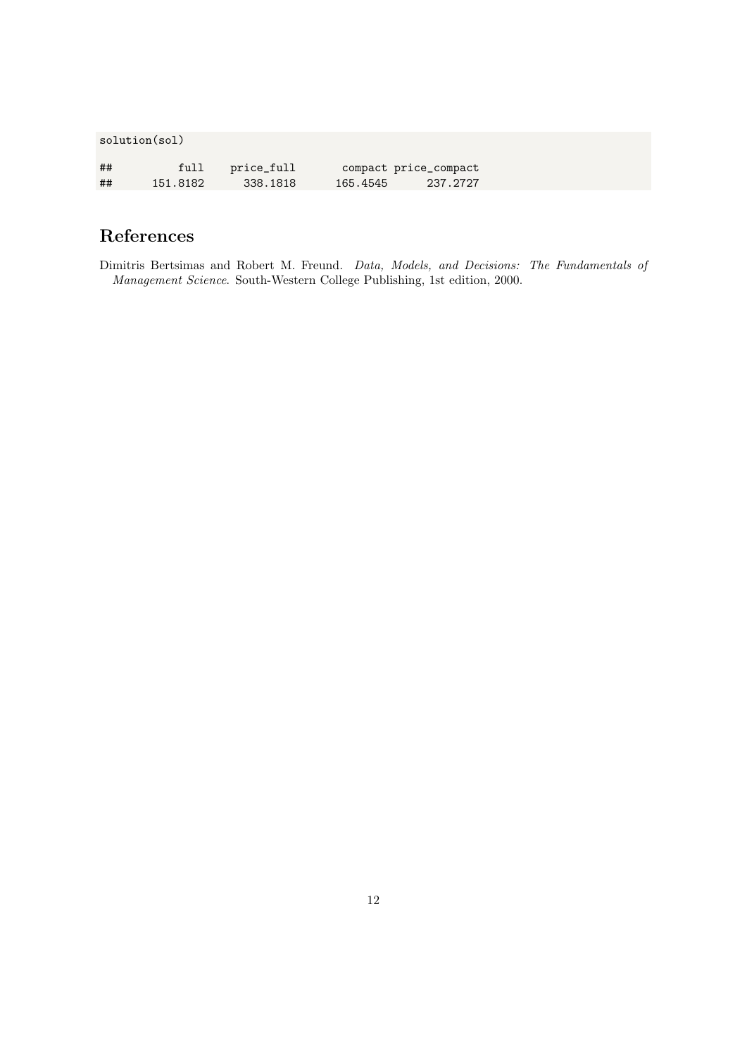```
solution(sol)

##        full    price_full       compact price_compact
##    151.8182      338.1818      165.4545      237.2727
```

## References

Dimitris Bertsimas and Robert M. Freund. *Data, Models, and Decisions: The Fundamentals of Management Science*. South-Western College Publishing, 1st edition, 2000.